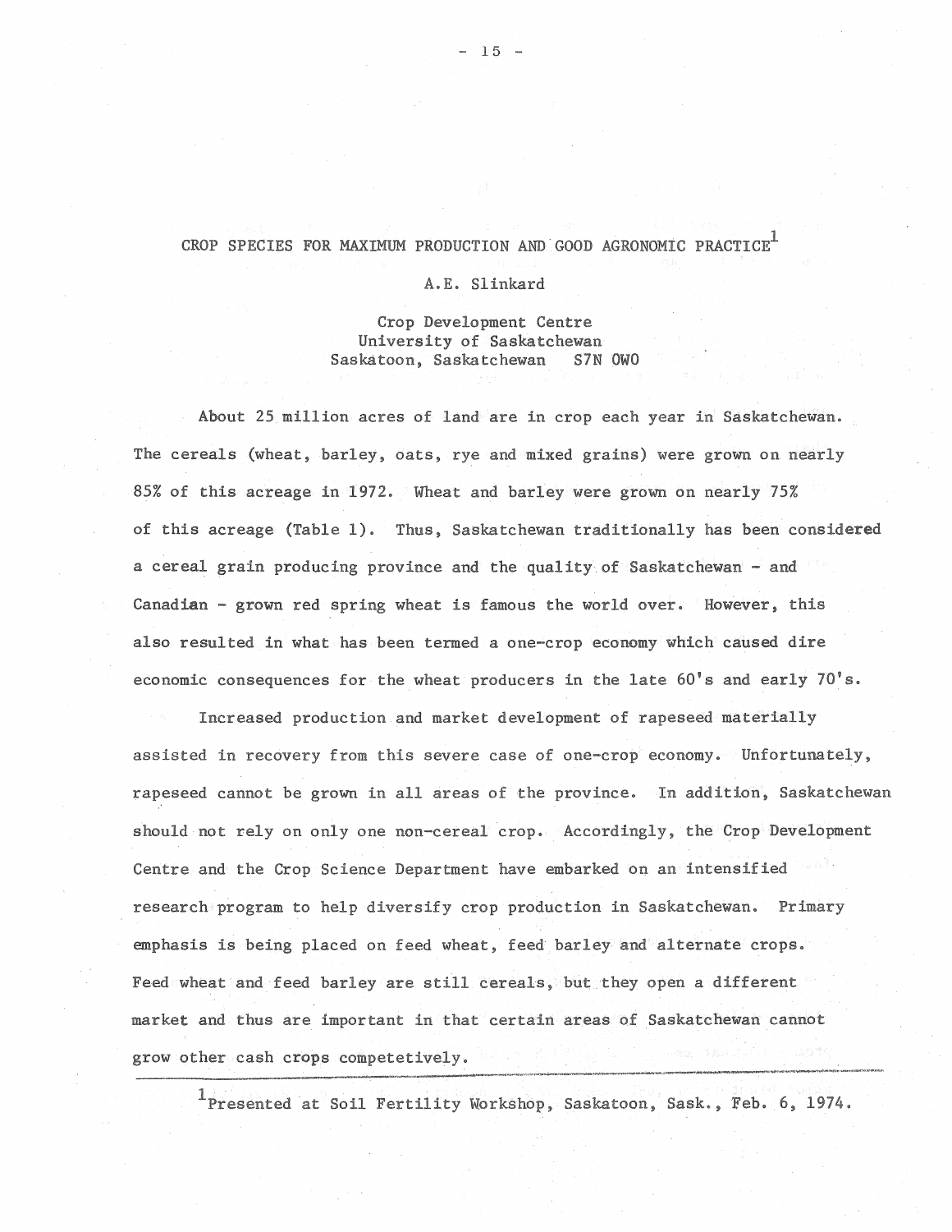# CROP SPECIES FOR MAXIMUM PRODUCTION AND GOOD AGRONOMIC PRACTICE[1]

A.E. Slinkard

Crop Development Centre
University of Saskatchewan
Saskatoon, Saskatchewan S7N 0W0

About 25 million acres of land are in crop each year in Saskatchewan. The cereals (wheat, barley, oats, rye and mixed grains) were grown on nearly 85% of this acreage in 1972. Wheat and barley were grown on nearly 75% of this acreage (Table 1). Thus, Saskatchewan traditionally has been considered a cereal grain producing province and the quality of Saskatchewan - and Canadian - grown red spring wheat is famous the world over. However, this also resulted in what has been termed a one-crop economy which caused dire economic consequences for the wheat producers in the late 60's and early 70's.

Increased production and market development of rapeseed materially assisted in recovery from this severe case of one-crop economy. Unfortunately, rapeseed cannot be grown in all areas of the province. In addition, Saskatchewan should not rely on only one non-cereal crop. Accordingly, the Crop Development Centre and the Crop Science Department have embarked on an intensified research program to help diversify crop production in Saskatchewan. Primary emphasis is being placed on feed wheat, feed barley and alternate crops. Feed wheat and feed barley are still cereals, but they open a different market and thus are important in that certain areas of Saskatchewan cannot grow other cash crops competetively.

---

[1] Presented at Soil Fertility Workshop, Saskatoon, Sask., Feb. 6, 1974.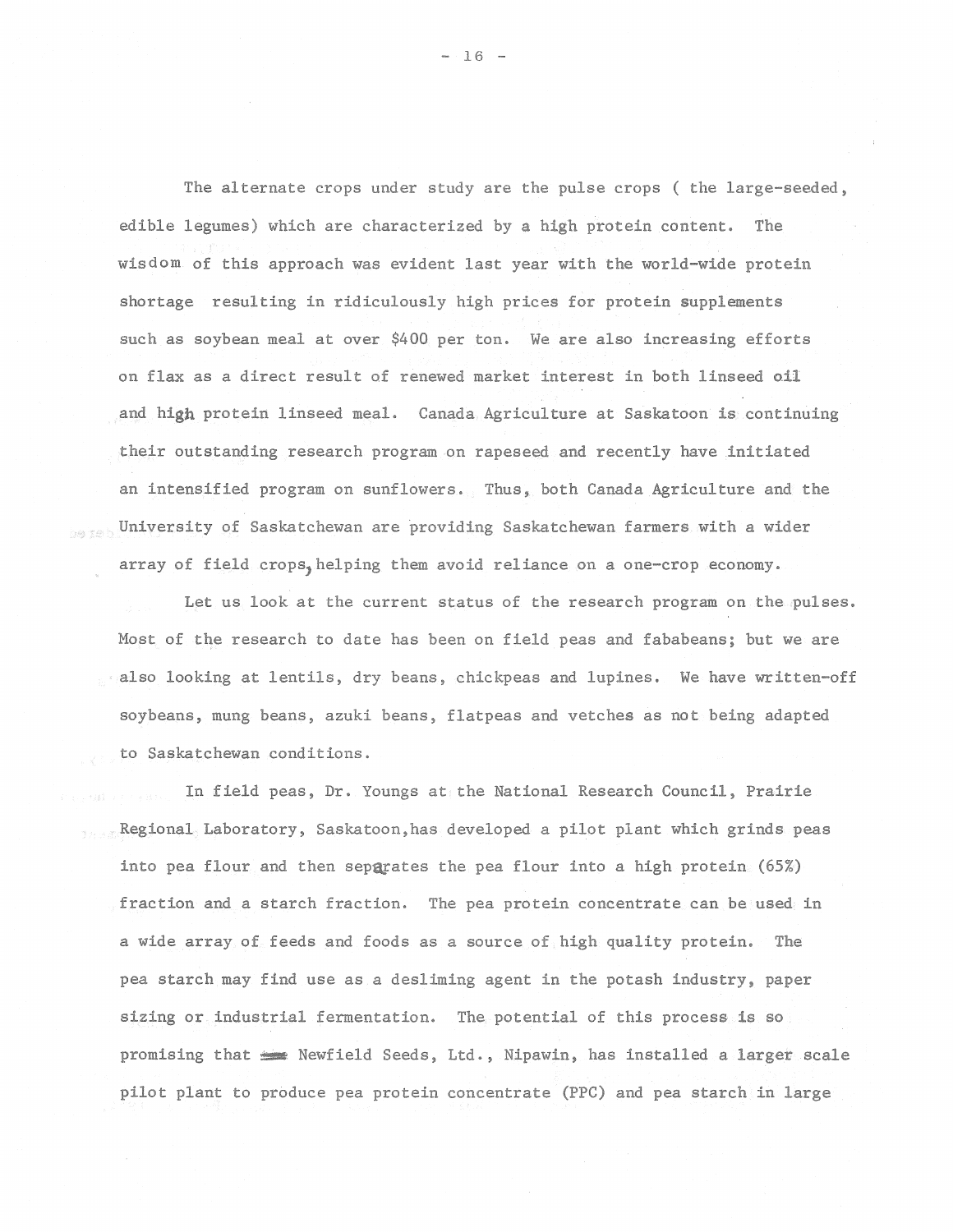The alternate crops under study are the pulse crops ( the large-seeded, edible legumes) which are characterized by a high protein content. The wisdom of this approach was evident last year with the world-wide protein shortage resulting in ridiculously high prices for protein supplements such as soybean meal at over $400 per ton. We are also increasing efforts on flax as a direct result of renewed market interest in both linseed oil and high protein linseed meal. Canada Agriculture at Saskatoon is continuing their outstanding research program on rapeseed and recently have initiated an intensified program on sunflowers. Thus, both Canada Agriculture and the University of Saskatchewan are providing Saskatchewan farmers with a wider array of field crops, helping them avoid reliance on a one-crop economy.

Let us look at the current status of the research program on the pulses. Most of the research to date has been on field peas and fababeans; but we are also looking at lentils, dry beans, chickpeas and lupines. We have written-off soybeans, mung beans, azuki beans, flatpeas and vetches as not being adapted to Saskatchewan conditions.

In field peas, Dr. Youngs at the National Research Council, Prairie Regional Laboratory, Saskatoon, has developed a pilot plant which grinds peas into pea flour and then separates the pea flour into a high protein (65%) fraction and a starch fraction. The pea protein concentrate can be used in a wide array of feeds and foods as a source of high quality protein. The pea starch may find use as a desliming agent in the potash industry, paper sizing or industrial fermentation. The potential of this process is so promising that Newfield Seeds, Ltd., Nipawin, has installed a larger scale pilot plant to produce pea protein concentrate (PPC) and pea starch in large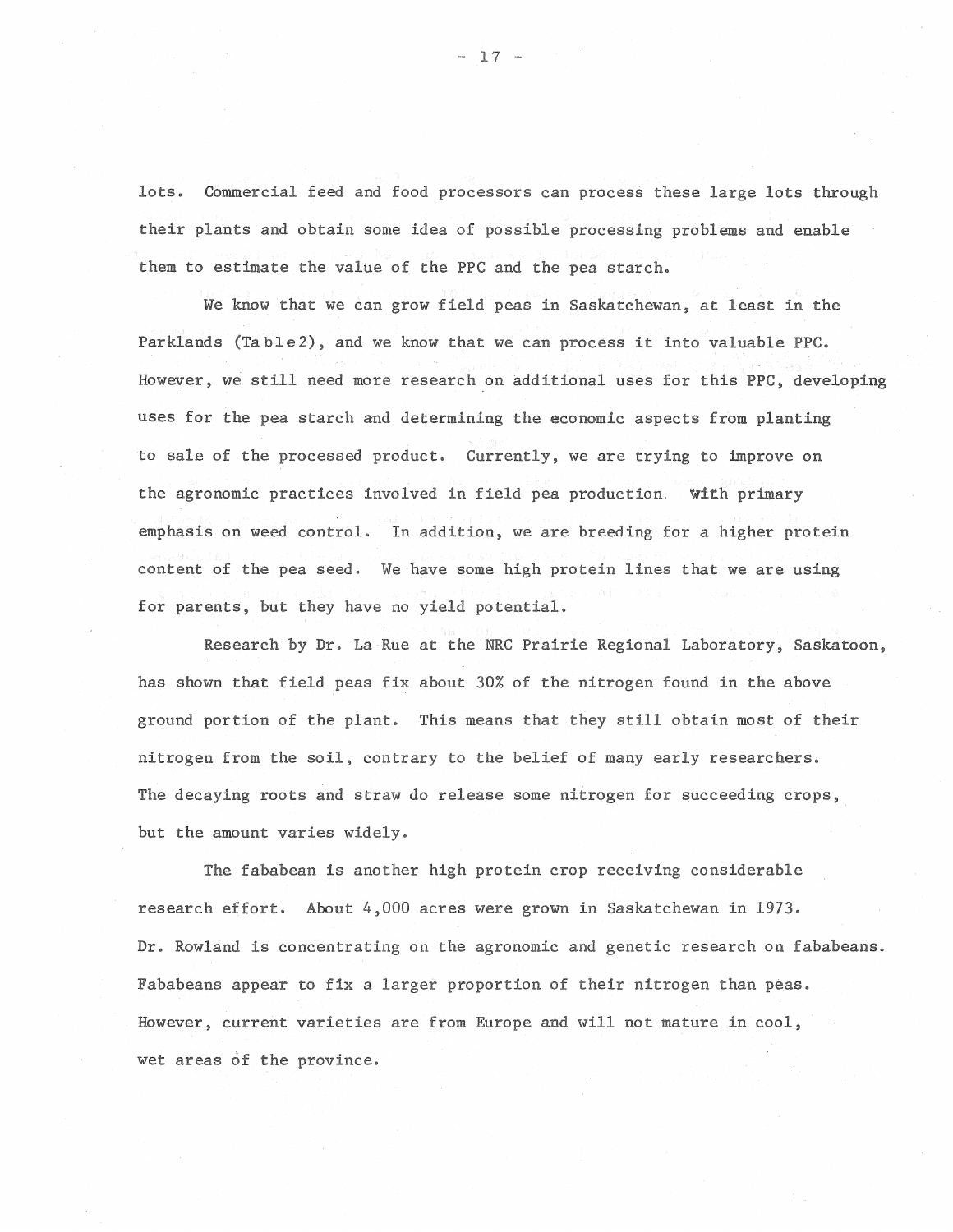lots. Commercial feed and food processors can process these large lots through their plants and obtain some idea of possible processing problems and enable them to estimate the value of the PPC and the pea starch.

We know that we can grow field peas in Saskatchewan, at least in the Parklands (Table 2), and we know that we can process it into valuable PPC. However, we still need more research on additional uses for this PPC, developing uses for the pea starch and determining the economic aspects from planting to sale of the processed product. Currently, we are trying to improve on the agronomic practices involved in field pea production with primary emphasis on weed control. In addition, we are breeding for a higher protein content of the pea seed. We have some high protein lines that we are using for parents, but they have no yield potential.

Research by Dr. La Rue at the NRC Prairie Regional Laboratory, Saskatoon, has shown that field peas fix about 30% of the nitrogen found in the above ground portion of the plant. This means that they still obtain most of their nitrogen from the soil, contrary to the belief of many early researchers. The decaying roots and straw do release some nitrogen for succeeding crops, but the amount varies widely.

The fababean is another high protein crop receiving considerable research effort. About 4,000 acres were grown in Saskatchewan in 1973. Dr. Rowland is concentrating on the agronomic and genetic research on fababeans. Fababeans appear to fix a larger proportion of their nitrogen than peas. However, current varieties are from Europe and will not mature in cool, wet areas of the province.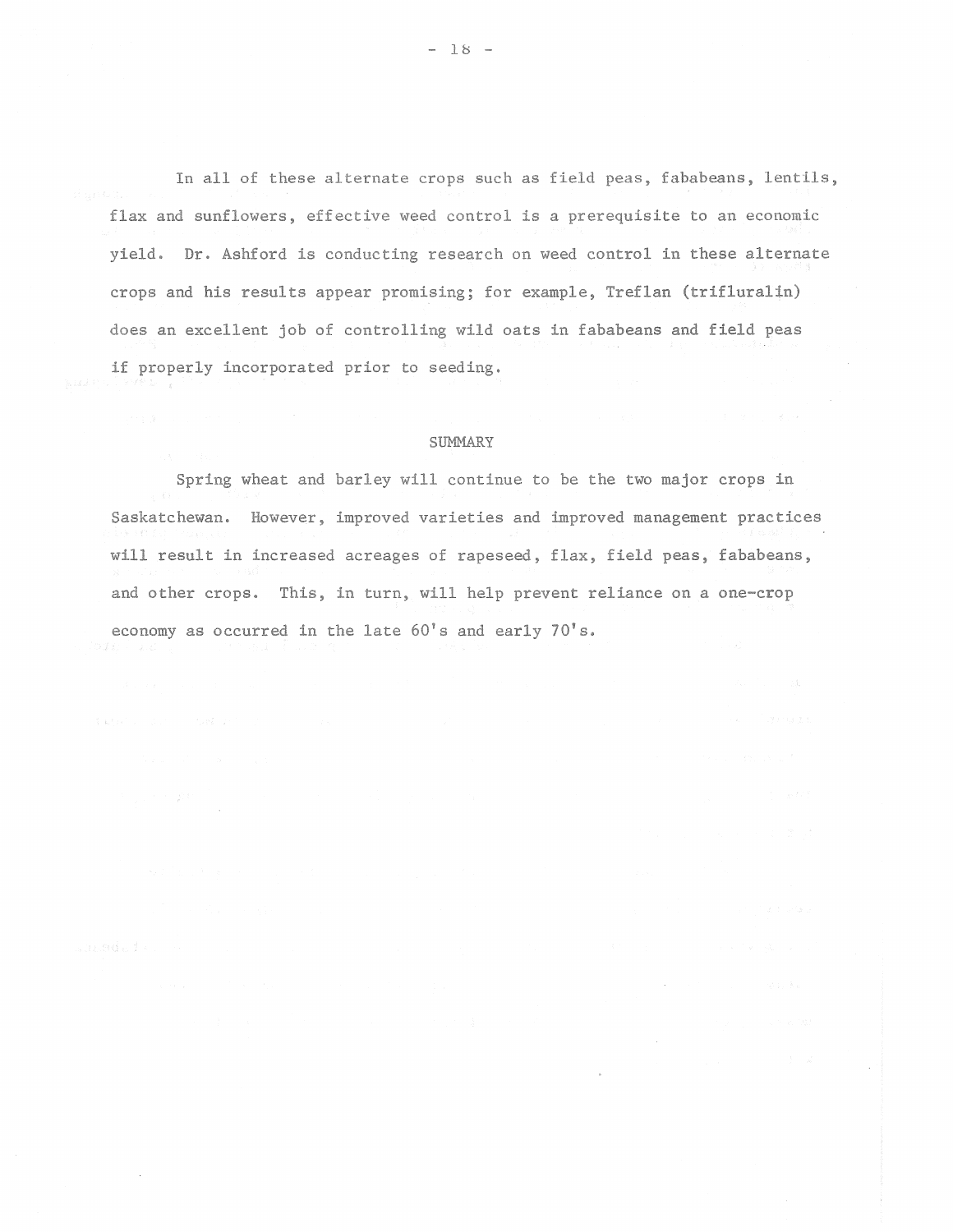In all of these alternate crops such as field peas, fababeans, lentils, flax and sunflowers, effective weed control is a prerequisite to an economic yield. Dr. Ashford is conducting research on weed control in these alternate crops and his results appear promising; for example, Treflan (trifluralin) does an excellent job of controlling wild oats in fababeans and field peas if properly incorporated prior to seeding.

## SUMMARY

Spring wheat and barley will continue to be the two major crops in Saskatchewan. However, improved varieties and improved management practices will result in increased acreages of rapeseed, flax, field peas, fababeans, and other crops. This, in turn, will help prevent reliance on a one-crop economy as occurred in the late 60's and early 70's.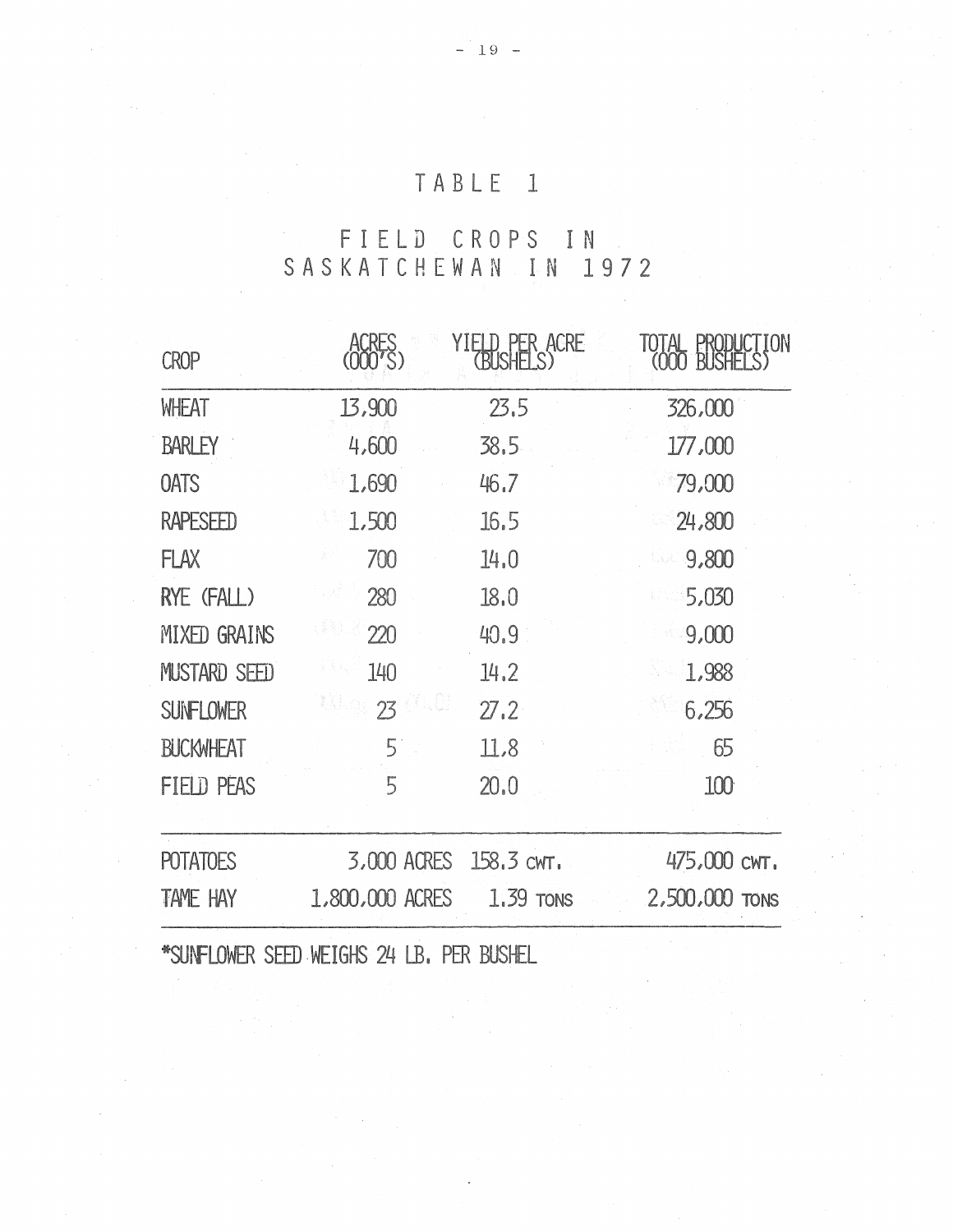# TABLE 1

## FIELD CROPS IN SASKATCHEWAN IN 1972

| CROP | ACRES (000'S) | YIELD PER ACRE (BUSHELS) | TOTAL PRODUCTION (000 BUSHELS) |
|---|---|---|---|
| WHEAT | 13,900 | 23.5 | 326,000 |
| BARLEY | 4,600 | 38.5 | 177,000 |
| OATS | 1,690 | 46.7 | 79,000 |
| RAPESEED | 1,500 | 16.5 | 24,800 |
| FLAX | 700 | 14.0 | 9,800 |
| RYE (FALL) | 280 | 18.0 | 5,030 |
| MIXED GRAINS | 220 | 40.9 | 9,000 |
| MUSTARD SEED | 140 | 14.2 | 1,988 |
| SUNFLOWER | 23 | 27.2 | 6,256 |
| BUCKWHEAT | 5 | 11.8 | 65 |
| FIELD PEAS | 5 | 20.0 | 100 |
| POTATOES | 3,000 ACRES | 158.3 CWT. | 475,000 CWT. |
| TAME HAY | 1,800,000 ACRES | 1.39 TONS | 2,500,000 TONS |

*SUNFLOWER SEED WEIGHS 24 LB. PER BUSHEL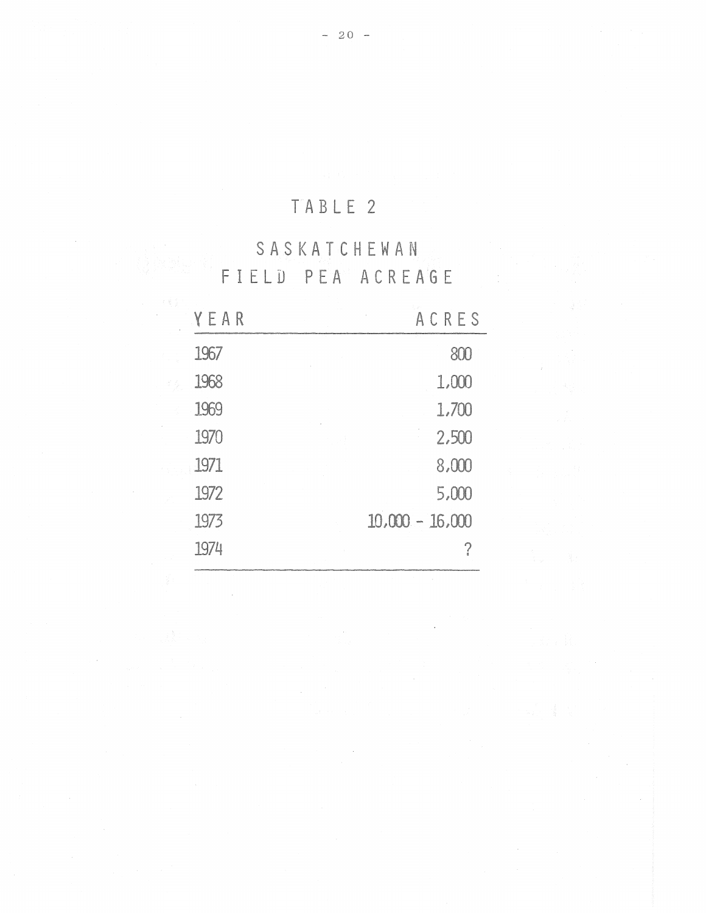## TABLE 2

## SASKATCHEWAN FIELD PEA ACREAGE

| YEAR | ACRES |
|---|---|
| 1967 | 800 |
| 1968 | 1,000 |
| 1969 | 1,700 |
| 1970 | 2,500 |
| 1971 | 8,000 |
| 1972 | 5,000 |
| 1973 | 10,000 - 16,000 |
| 1974 | ? |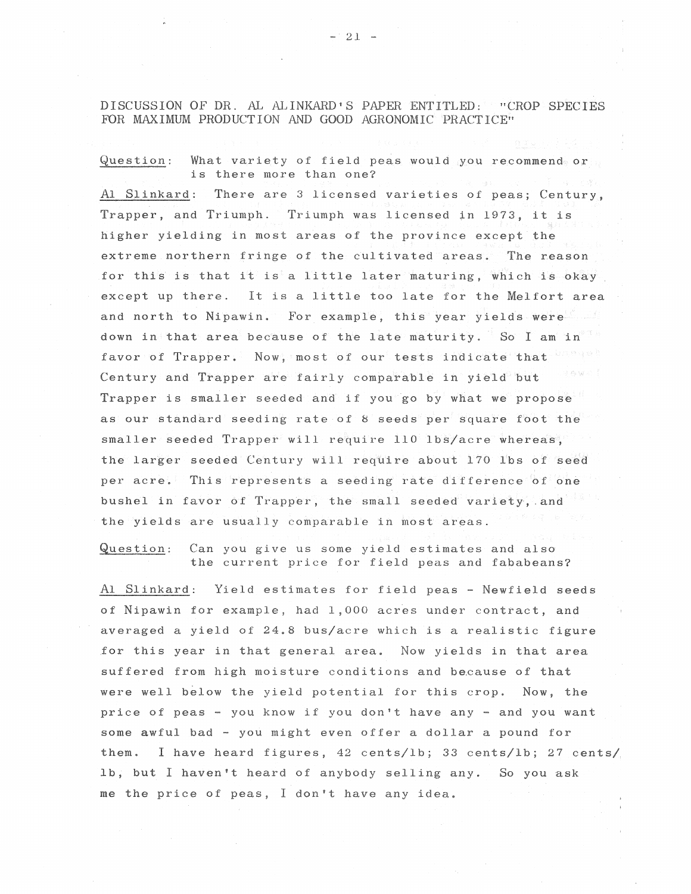DISCUSSION OF DR. AL ALINKARD'S PAPER ENTITLED: "CROP SPECIES FOR MAXIMUM PRODUCTION AND GOOD AGRONOMIC PRACTICE"

Question: What variety of field peas would you recommend or is there more than one?

Al Slinkard: There are 3 licensed varieties of peas; Century, Trapper, and Triumph. Triumph was licensed in 1973, it is higher yielding in most areas of the province except the extreme northern fringe of the cultivated areas. The reason for this is that it is a little later maturing, which is okay except up there. It is a little too late for the Melfort area and north to Nipawin. For example, this year yields were down in that area because of the late maturity. So I am in favor of Trapper. Now, most of our tests indicate that Century and Trapper are fairly comparable in yield but Trapper is smaller seeded and if you go by what we propose as our standard seeding rate of 8 seeds per square foot the smaller seeded Trapper will require 110 lbs/acre whereas, the larger seeded Century will require about 170 lbs of seed per acre. This represents a seeding rate difference of one bushel in favor of Trapper, the small seeded variety, and the yields are usually comparable in most areas.

Question: Can you give us some yield estimates and also the current price for field peas and fababeans?

Al Slinkard: Yield estimates for field peas - Newfield seeds of Nipawin for example, had 1,000 acres under contract, and averaged a yield of 24.8 bus/acre which is a realistic figure for this year in that general area. Now yields in that area suffered from high moisture conditions and because of that were well below the yield potential for this crop. Now, the price of peas - you know if you don't have any - and you want some awful bad - you might even offer a dollar a pound for them. I have heard figures, 42 cents/lb; 33 cents/lb; 27 cents/lb, but I haven't heard of anybody selling any. So you ask me the price of peas, I don't have any idea.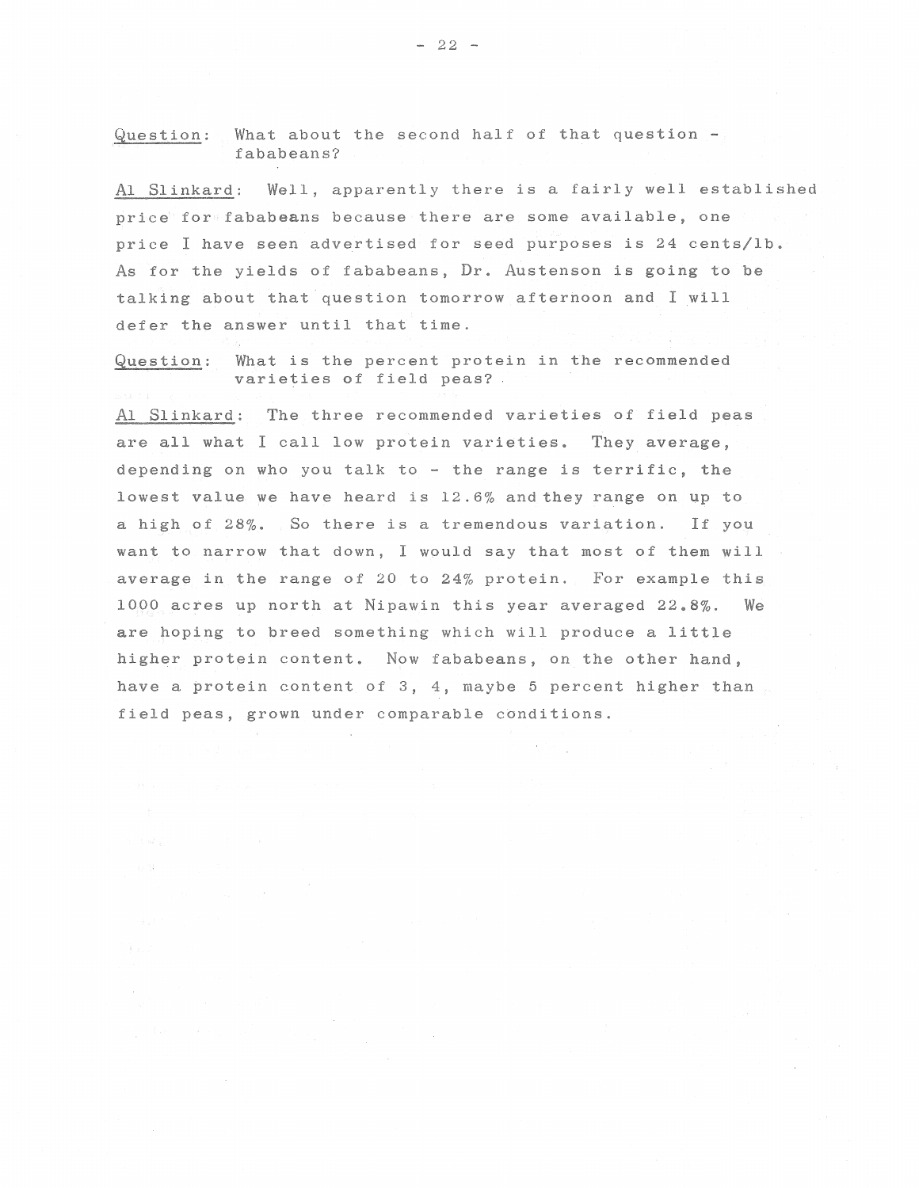<u>Question</u>: What about the second half of that question - fababeans?

<u>Al Slinkard</u>: Well, apparently there is a fairly well established price for fababeans because there are some available, one price I have seen advertised for seed purposes is 24 cents/lb. As for the yields of fababeans, Dr. Austenson is going to be talking about that question tomorrow afternoon and I will defer the answer until that time.

<u>Question</u>: What is the percent protein in the recommended varieties of field peas?

<u>Al Slinkard</u>: The three recommended varieties of field peas are all what I call low protein varieties. They average, depending on who you talk to - the range is terrific, the lowest value we have heard is 12.6% and they range on up to a high of 28%. So there is a tremendous variation. If you want to narrow that down, I would say that most of them will average in the range of 20 to 24% protein. For example this 1000 acres up north at Nipawin this year averaged 22.8%. We are hoping to breed something which will produce a little higher protein content. Now fababeans, on the other hand, have a protein content of 3, 4, maybe 5 percent higher than field peas, grown under comparable conditions.